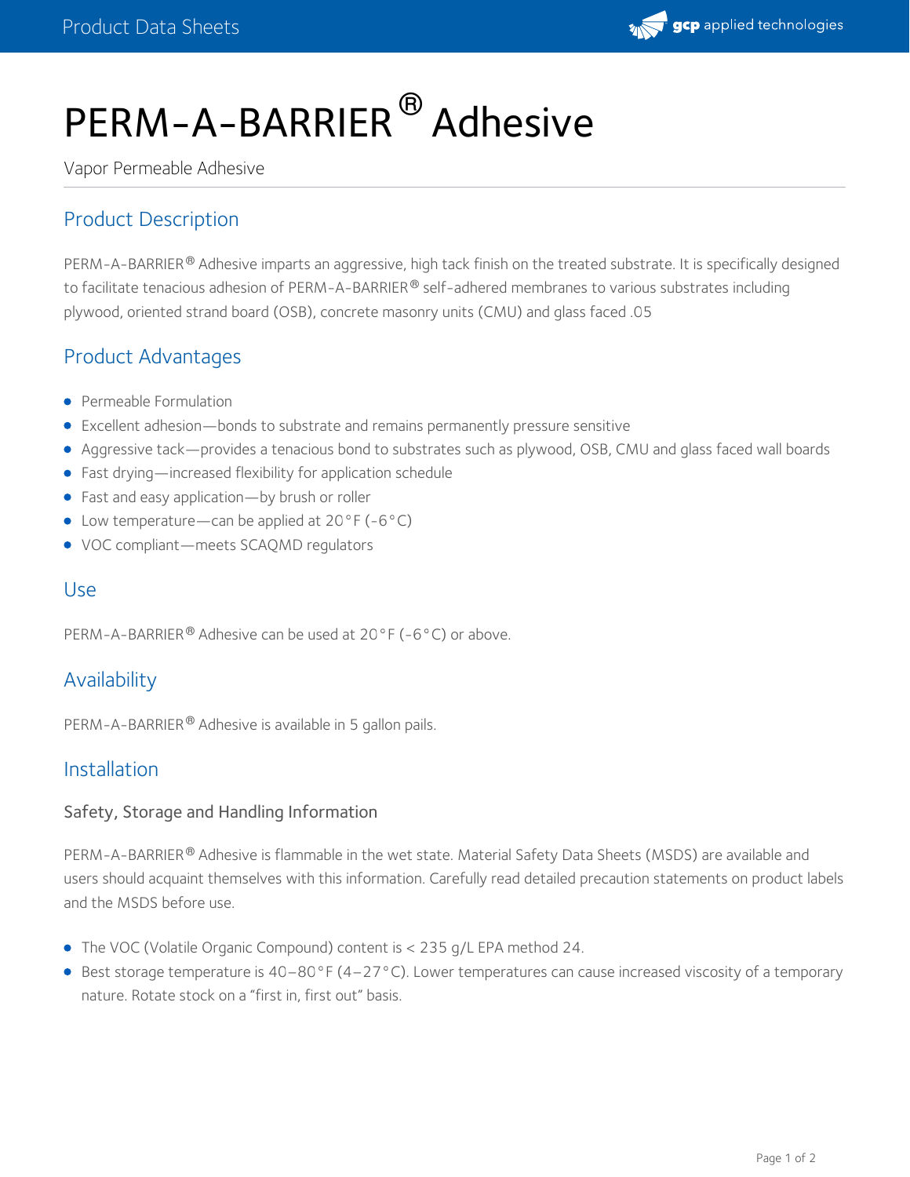# PERM-A-BARRIER® Adhesive

Vapor Permeable Adhesive

## Product Description

PERM-A-BARRIER® Adhesive imparts an aggressive, high tack finish on the treated substrate. It is specifically designed to facilitate tenacious adhesion of PERM-A-BARRIER® self-adhered membranes to various substrates including plywood, oriented strand board (OSB), concrete masonry units (CMU) and glass faced .05

## Product Advantages

- Permeable Formulation
- Excellent adhesion—bonds to substrate and remains permanently pressure sensitive
- Aggressive tack—provides a tenacious bond to substrates such as plywood, OSB, CMU and glass faced wall boards
- Fast drying—increased flexibility for application schedule
- Fast and easy application—by brush or roller
- Low temperature—can be applied at 20°F (-6°C)
- VOC compliant—meets SCAQMD regulators

## Use

PERM-A-BARRIER® Adhesive can be used at 20°F (-6°C) or above.

## Availability

PERM-A-BARRIER® Adhesive is available in 5 gallon pails.

## Installation

### Safety, Storage and Handling Information

PERM-A-BARRIER® Adhesive is flammable in the wet state. Material Safety Data Sheets (MSDS) are available and users should acquaint themselves with this information. Carefully read detailed precaution statements on product labels and the MSDS before use.

- The VOC (Volatile Organic Compound) content is < 235 g/L EPA method 24.
- Best storage temperature is 40–80°F (4–27°C). Lower temperatures can cause increased viscosity of a temporary nature. Rotate stock on a "first in, first out" basis.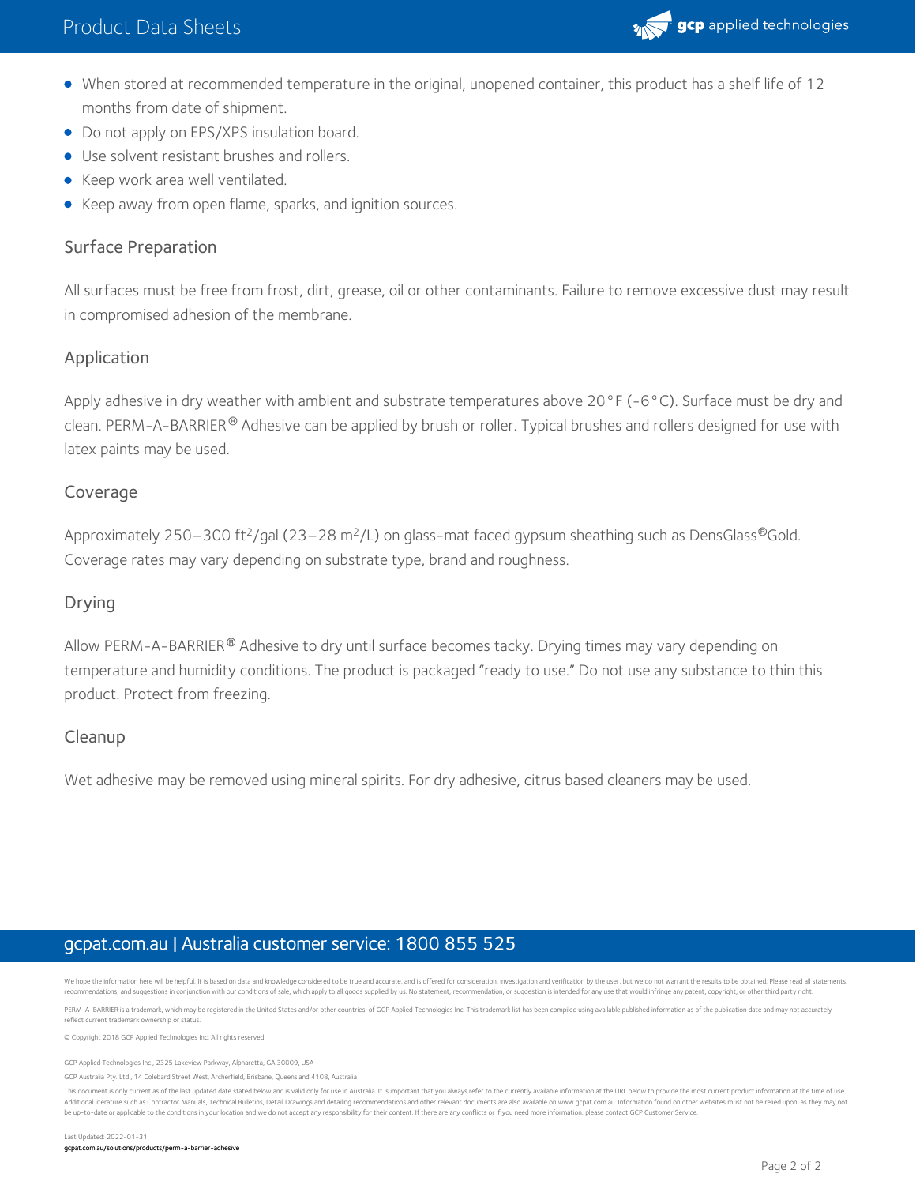- When stored at recommended temperature in the original, unopened container, this product has a shelf life of 12 months from date of shipment.
- Do not apply on EPS/XPS insulation board.
- Use solvent resistant brushes and rollers.
- Keep work area well ventilated.
- Keep away from open flame, sparks, and ignition sources.

### Surface Preparation

All surfaces must be free from frost, dirt, grease, oil or other contaminants. Failure to remove excessive dust may result in compromised adhesion of the membrane.

### Application

Apply adhesive in dry weather with ambient and substrate temperatures above 20°F (-6°C). Surface must be dry and clean. PERM-A-BARRIER® Adhesive can be applied by brush or roller. Typical brushes and rollers designed for use with latex paints may be used.

### Coverage

Approximately 250–300 $ft^2$/gal (23–28 $m^2$/L) on glass-mat faced gypsum sheathing such as DensGlass®Gold. Coverage rates may vary depending on substrate type, brand and roughness.

### Drying

Allow PERM-A-BARRIER® Adhesive to dry until surface becomes tacky. Drying times may vary depending on temperature and humidity conditions. The product is packaged "ready to use." Do not use any substance to thin this product. Protect from freezing.

### Cleanup

Wet adhesive may be removed using mineral spirits. For dry adhesive, citrus based cleaners may be used.

gcpat.com.au | Australia customer service: 1800 855 525

We hope the information here will be helpful. It is based on data and knowledge considered to be true and accurate, and is offered for consideration, investigation and verification by the user, but we do not warrant the results to be obtained. Please read all statements, recommendations, and suggestions in conjunction with our conditions of sale, which apply to all goods supplied by us. No statement, recommendation, or suggestion is intended for any use that would infringe any patent, copyright, or other third party right.

PERM-A-BARRIER is a trademark, which may be registered in the United States and/or other countries, of GCP Applied Technologies Inc. This trademark list has been compiled using available published information as of the publication date and may not accurately reflect current trademark ownership or status.

© Copyright 2018 GCP Applied Technologies Inc. All rights reserved.

GCP Applied Technologies Inc., 2325 Lakeview Parkway, Alpharetta, GA 30009, USA

GCP Australia Pty. Ltd., 14 Colebard Street West, Archerfield, Brisbane, Queensland 4108, Australia

This document is only current as of the last updated date stated below and is valid only for use in Australia. It is important that you always refer to the currently available information at the URL below to provide the most current product information at the time of use. Additional literature such as Contractor Manuals, Technical Bulletins, Detail Drawings and detailing recommendations and other relevant documents are also available on www.gcpat.com.au. Information found on other websites must not be relied upon, as they may not be up-to-date or applicable to the conditions in your location and we do not accept any responsibility for their content. If there are any conflicts or if you need more information, please contact GCP Customer Service.

Last Updated: 2022-01-31

gcpat.com.au/solutions/products/perm-a-barrier-adhesive